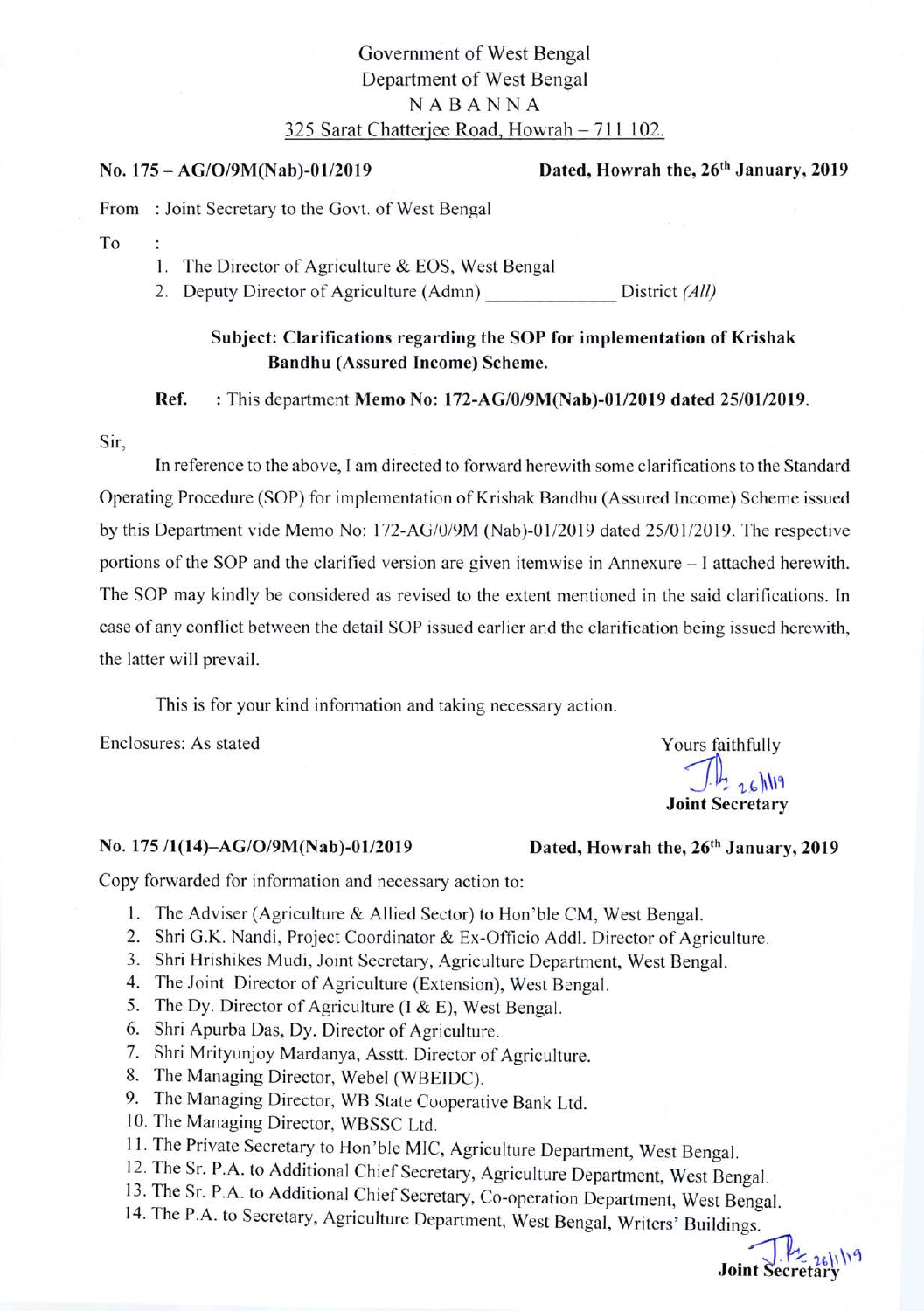Government of West Bengal
Department of West Bengal
N A B A N N A
325 Sarat Chatterjee Road, Howrah – 711 102.

**No. 175 – AG/O/9M(Nab)-01/2019** **Dated, Howrah the, 26th January, 2019**

From : Joint Secretary to the Govt. of West Bengal

To :

1. The Director of Agriculture & EOS, West Bengal
2. Deputy Director of Agriculture (Admn) ______________ District *(All)*

**Subject: Clarifications regarding the SOP for implementation of Krishak Bandhu (Assured Income) Scheme.**

**Ref.** : This department **Memo No: 172-AG/0/9M(Nab)-01/2019 dated 25/01/2019**.

Sir,

In reference to the above, I am directed to forward herewith some clarifications to the Standard Operating Procedure (SOP) for implementation of Krishak Bandhu (Assured Income) Scheme issued by this Department vide Memo No: 172-AG/0/9M (Nab)-01/2019 dated 25/01/2019. The respective portions of the SOP and the clarified version are given itemwise in Annexure – I attached herewith. The SOP may kindly be considered as revised to the extent mentioned in the said clarifications. In case of any conflict between the detail SOP issued earlier and the clarification being issued herewith, the latter will prevail.

This is for your kind information and taking necessary action.

Enclosures: As stated

Yours faithfully
26/1/19
**Joint Secretary**

**No. 175 /1(14)–AG/O/9M(Nab)-01/2019** **Dated, Howrah the, 26th January, 2019**

Copy forwarded for information and necessary action to:

1. The Adviser (Agriculture & Allied Sector) to Hon'ble CM, West Bengal.
2. Shri G.K. Nandi, Project Coordinator & Ex-Officio Addl. Director of Agriculture.
3. Shri Hrishikes Mudi, Joint Secretary, Agriculture Department, West Bengal.
4. The Joint Director of Agriculture (Extension), West Bengal.
5. The Dy. Director of Agriculture (I & E), West Bengal.
6. Shri Apurba Das, Dy. Director of Agriculture.
7. Shri Mrityunjoy Mardanya, Asstt. Director of Agriculture.
8. The Managing Director, Webel (WBEIDC).
9. The Managing Director, WB State Cooperative Bank Ltd.
10. The Managing Director, WBSSC Ltd.
11. The Private Secretary to Hon'ble MIC, Agriculture Department, West Bengal.
12. The Sr. P.A. to Additional Chief Secretary, Agriculture Department, West Bengal.
13. The Sr. P.A. to Additional Chief Secretary, Co-operation Department, West Bengal.
14. The P.A. to Secretary, Agriculture Department, West Bengal, Writers' Buildings.

26/1/19
**Joint Secretary**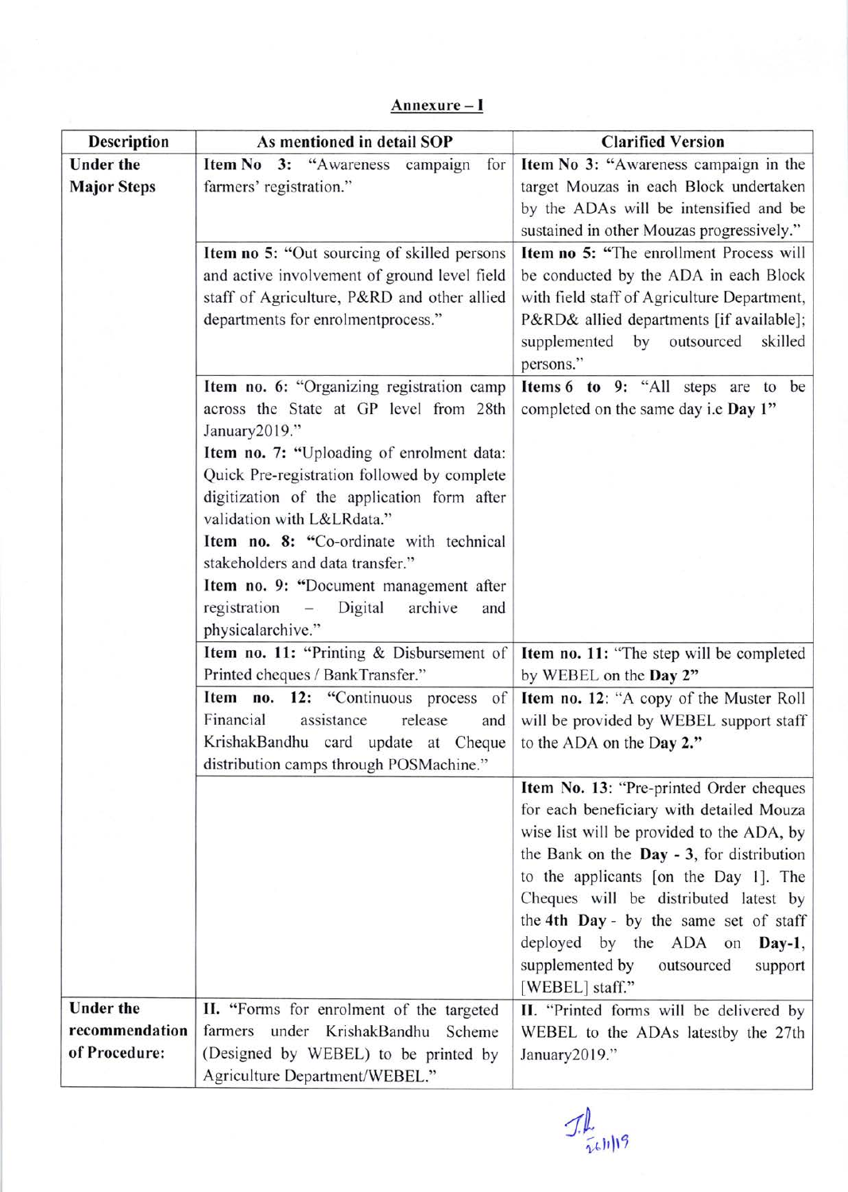## Annexure – I

| Description | As mentioned in detail SOP | Clarified Version |
|---|---|---|
| **Under the Major Steps** | **Item No 3:** "Awareness campaign for farmers' registration." | **Item No 3:** "Awareness campaign in the target Mouzas in each Block undertaken by the ADAs will be intensified and be sustained in other Mouzas progressively." |
| | **Item no 5:** "Out sourcing of skilled persons and active involvement of ground level field staff of Agriculture, P&RD and other allied departments for enrolmentprocess." | **Item no 5:** "The enrollment Process will be conducted by the ADA in each Block with field staff of Agriculture Department, P&RD& allied departments [if available]; supplemented by outsourced skilled persons." |
| | **Item no. 6:** "Organizing registration camp across the State at GP level from 28th January2019." **Item no. 7:** "Uploading of enrolment data: Quick Pre-registration followed by complete digitization of the application form after validation with L&LRdata." **Item no. 8:** "Co-ordinate with technical stakeholders and data transfer." **Item no. 9:** "Document management after registration – Digital archive and physicalarchive." | **Items 6 to 9:** "All steps are to be completed on the same day i.e **Day 1**" |
| | **Item no. 11:** "Printing & Disbursement of Printed cheques / BankTransfer." | **Item no. 11:** "The step will be completed by WEBEL on the **Day 2**" |
| | **Item no. 12:** "Continuous process of Financial assistance release and KrishakBandhu card update at Cheque distribution camps through POSMachine." | **Item no. 12**: "A copy of the Muster Roll will be provided by WEBEL support staff to the ADA on the **Day 2.**" |
| | | **Item No. 13**: "Pre-printed Order cheques for each beneficiary with detailed Mouza wise list will be provided to the ADA, by the Bank on the **Day - 3**, for distribution to the applicants [on the Day 1]. The Cheques will be distributed latest by the **4th Day** - by the same set of staff deployed by the ADA on **Day-1**, supplemented by outsourced support [WEBEL] staff." |
| **Under the recommendation of Procedure:** | **II.** "Forms for enrolment of the targeted farmers under KrishakBandhu Scheme (Designed by WEBEL) to be printed by Agriculture Department/WEBEL." | **II.** "Printed forms will be delivered by WEBEL to the ADAs latestby the 27th January2019." |

J.L. 26/1/19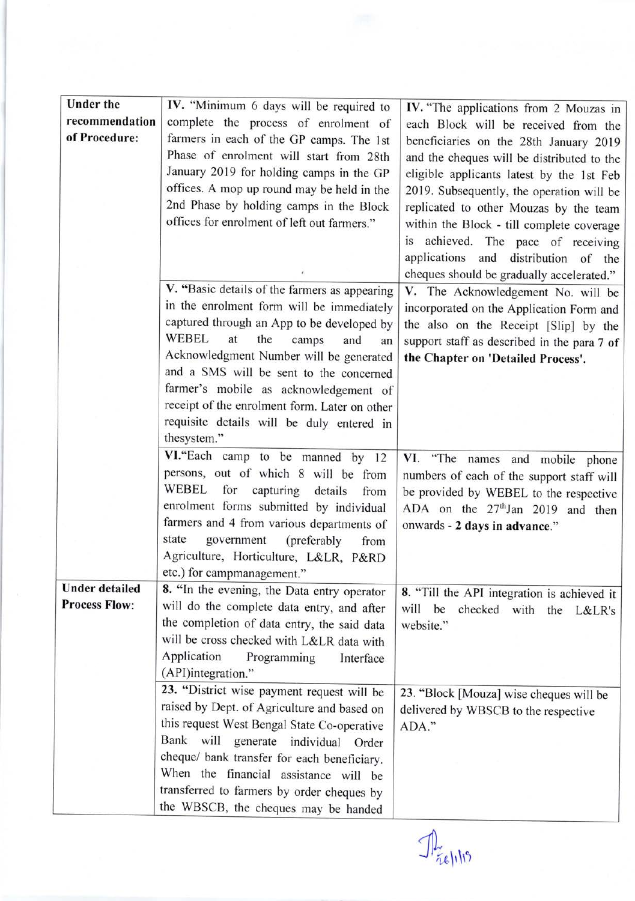| | | |
|---|---|---|
| **Under the recommendation of Procedure:** | **IV.** "Minimum 6 days will be required to complete the process of enrolment of farmers in each of the GP camps. The 1st Phase of enrolment will start from 28th January 2019 for holding camps in the GP offices. A mop up round may be held in the 2nd Phase by holding camps in the Block offices for enrolment of left out farmers." | **IV.** "The applications from 2 Mouzas in each Block will be received from the beneficiaries on the 28th January 2019 and the cheques will be distributed to the eligible applicants latest by the 1st Feb 2019. Subsequently, the operation will be replicated to other Mouzas by the team within the Block - till complete coverage is achieved. The pace of receiving applications and distribution of the cheques should be gradually accelerated." |
| | **V.** "Basic details of the farmers as appearing in the enrolment form will be immediately captured through an App to be developed by WEBEL at the camps and an Acknowledgment Number will be generated and a SMS will be sent to the concerned farmer's mobile as acknowledgement of receipt of the enrolment form. Later on other requisite details will be duly entered in thesystem." | **V.** The Acknowledgement No. will be incorporated on the Application Form and the also on the Receipt [Slip] by the support staff as described in the para 7 of **the Chapter on 'Detailed Process'.** |
| | **VI.**"Each camp to be manned by 12 persons, out of which 8 will be from WEBEL for capturing details from enrolment forms submitted by individual farmers and 4 from various departments of state government (preferably from Agriculture, Horticulture, L&LR, P&RD etc.) for campmanagement." | **VI.** "The names and mobile phone numbers of each of the support staff will be provided by WEBEL to the respective ADA on the 27th Jan 2019 and then onwards - **2 days in advance**." |
| **Under detailed Process Flow:** | **8.** "In the evening, the Data entry operator will do the complete data entry, and after the completion of data entry, the said data will be cross checked with L&LR data with Application Programming Interface (API)integration." | **8.** "Till the API integration is achieved it will be checked with the L&LR's website." |
| | **23.** "District wise payment request will be raised by Dept. of Agriculture and based on this request West Bengal State Co-operative Bank will generate individual Order cheque/ bank transfer for each beneficiary. When the financial assistance will be transferred to farmers by order cheques by the WBSCB, the cheques may be handed | **23.** "Block [Mouza] wise cheques will be delivered by WBSCB to the respective ADA." |

26/1/19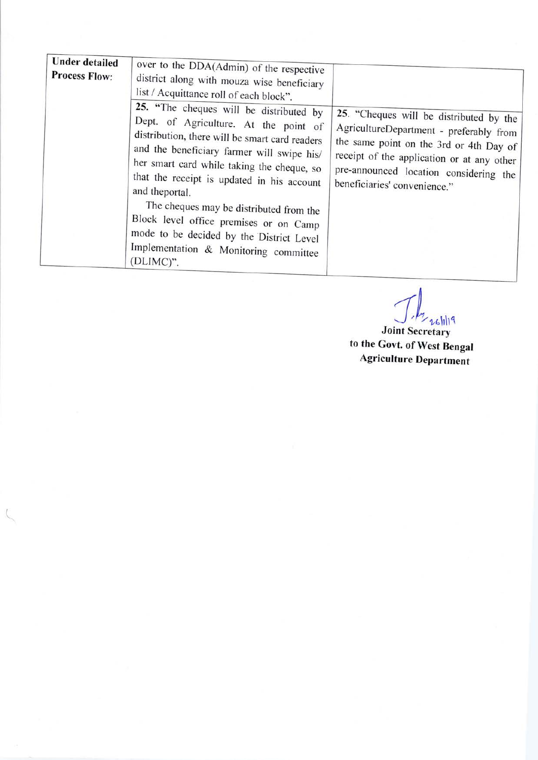| | | |
|---|---|---|
| **Under detailed Process Flow:** | over to the DDA(Admin) of the respective district along with mouza wise beneficiary list / Acquittance roll of each block". | |
| | **25.** "The cheques will be distributed by Dept. of Agriculture. At the point of distribution, there will be smart card readers and the beneficiary farmer will swipe his/ her smart card while taking the cheque, so that the receipt is updated in his account and theportal.<br><br>The cheques may be distributed from the Block level office premises or on Camp mode to be decided by the District Level Implementation & Monitoring committee (DLIMC)". | 25. "Cheques will be distributed by the AgricultureDepartment - preferably from the same point on the 3rd or 4th Day of receipt of the application or at any other pre-announced location considering the beneficiaries' convenience." |

26/1/19

**Joint Secretary**
**to the Govt. of West Bengal**
**Agriculture Department**